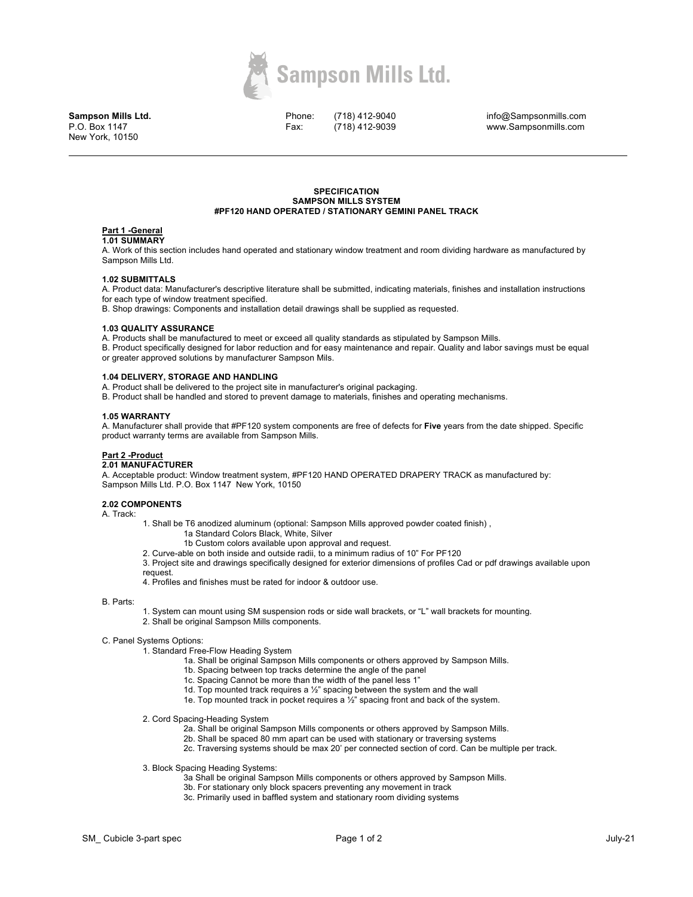**Sampson Mills Ltd.**
P.O. Box 1147
New York, 10150

Phone: (718) 412-9040
Fax: (718) 412-9039

info@Sampsonmills.com
www.Sampsonmills.com

---

**SPECIFICATION**
**SAMPSON MILLS SYSTEM**
**#PF120 HAND OPERATED / STATIONARY GEMINI PANEL TRACK**

## Part 1 -General

### 1.01 SUMMARY

A. Work of this section includes hand operated and stationary window treatment and room dividing hardware as manufactured by Sampson Mills Ltd.

### 1.02 SUBMITTALS

A. Product data: Manufacturer's descriptive literature shall be submitted, indicating materials, finishes and installation instructions for each type of window treatment specified.
B. Shop drawings: Components and installation detail drawings shall be supplied as requested.

### 1.03 QUALITY ASSURANCE

A. Products shall be manufactured to meet or exceed all quality standards as stipulated by Sampson Mills.
B. Product specifically designed for labor reduction and for easy maintenance and repair. Quality and labor savings must be equal or greater approved solutions by manufacturer Sampson Mils.

### 1.04 DELIVERY, STORAGE AND HANDLING

A. Product shall be delivered to the project site in manufacturer's original packaging.
B. Product shall be handled and stored to prevent damage to materials, finishes and operating mechanisms.

### 1.05 WARRANTY

A. Manufacturer shall provide that #PF120 system components are free of defects for **Five** years from the date shipped. Specific product warranty terms are available from Sampson Mills.

## Part 2 -Product

### 2.01 MANUFACTURER

A. Acceptable product: Window treatment system, #PF120 HAND OPERATED DRAPERY TRACK as manufactured by: Sampson Mills Ltd. P.O. Box 1147 New York, 10150

### 2.02 COMPONENTS

A. Track:

1. Shall be T6 anodized aluminum (optional: Sampson Mills approved powder coated finish) ,
   - 1a Standard Colors Black, White, Silver
   - 1b Custom colors available upon approval and request.
2. Curve-able on both inside and outside radii, to a minimum radius of 10" For PF120
3. Project site and drawings specifically designed for exterior dimensions of profiles Cad or pdf drawings available upon request.
4. Profiles and finishes must be rated for indoor & outdoor use.

B. Parts:

1. System can mount using SM suspension rods or side wall brackets, or "L" wall brackets for mounting.
2. Shall be original Sampson Mills components.

C. Panel Systems Options:

1. Standard Free-Flow Heading System
   - 1a. Shall be original Sampson Mills components or others approved by Sampson Mills.
   - 1b. Spacing between top tracks determine the angle of the panel
   - 1c. Spacing Cannot be more than the width of the panel less 1"
   - 1d. Top mounted track requires a ½" spacing between the system and the wall
   - 1e. Top mounted track in pocket requires a ½" spacing front and back of the system.
2. Cord Spacing-Heading System
   - 2a. Shall be original Sampson Mills components or others approved by Sampson Mills.
   - 2b. Shall be spaced 80 mm apart can be used with stationary or traversing systems
   - 2c. Traversing systems should be max 20' per connected section of cord. Can be multiple per track.
3. Block Spacing Heading Systems:
   - 3a Shall be original Sampson Mills components or others approved by Sampson Mills.
   - 3b. For stationary only block spacers preventing any movement in track
   - 3c. Primarily used in baffled system and stationary room dividing systems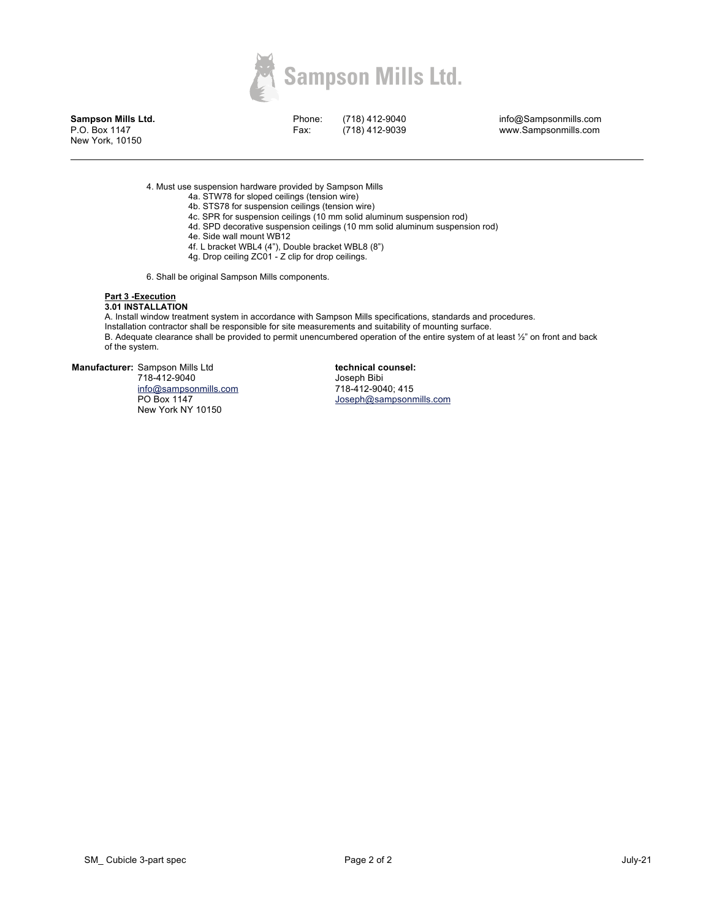4. Must use suspension hardware provided by Sampson Mills
   - 4a. STW78 for sloped ceilings (tension wire)
   - 4b. STS78 for suspension ceilings (tension wire)
   - 4c. SPR for suspension ceilings (10 mm solid aluminum suspension rod)
   - 4d. SPD decorative suspension ceilings (10 mm solid aluminum suspension rod)
   - 4e. Side wall mount WB12
   - 4f. L bracket WBL4 (4"), Double bracket WBL8 (8")
   - 4g. Drop ceiling ZC01 - Z clip for drop ceilings.

6. Shall be original Sampson Mills components.

## Part 3 -Execution

### 3.01 INSTALLATION

A. Install window treatment system in accordance with Sampson Mills specifications, standards and procedures.
Installation contractor shall be responsible for site measurements and suitability of mounting surface.
B. Adequate clearance shall be provided to permit unencumbered operation of the entire system of at least ½" on front and back of the system.

**Manufacturer:** Sampson Mills Ltd
718-412-9040
info@sampsonmills.com
PO Box 1147
New York NY 10150

**technical counsel:**
Joseph Bibi
718-412-9040; 415
Joseph@sampsonmills.com